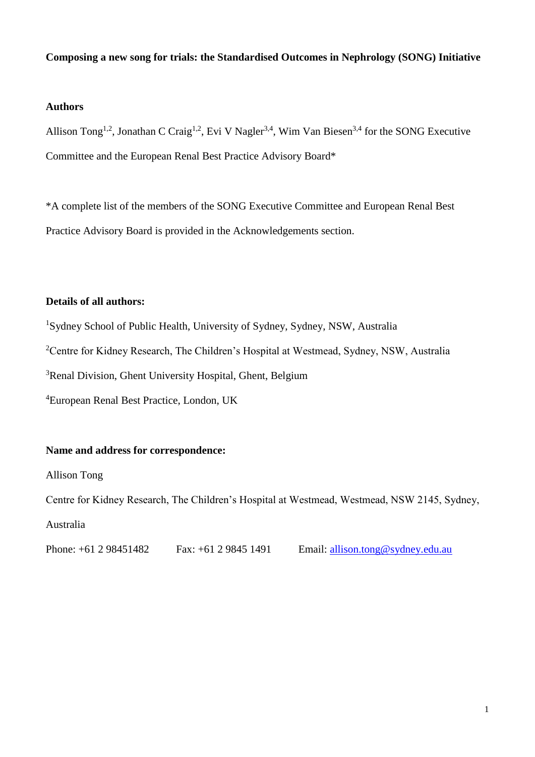# Composing a new song for trials: the Standardised Outcomes in Nephrology (SONG) Initiative

## Authors

Allison Tong[1,2], Jonathan C Craig[1,2], Evi V Nagler[3,4], Wim Van Biesen[3,4] for the SONG Executive Committee and the European Renal Best Practice Advisory Board*

*A complete list of the members of the SONG Executive Committee and European Renal Best Practice Advisory Board is provided in the Acknowledgements section.

## Details of all authors:

[1]Sydney School of Public Health, University of Sydney, Sydney, NSW, Australia

[2]Centre for Kidney Research, The Children's Hospital at Westmead, Sydney, NSW, Australia

[3]Renal Division, Ghent University Hospital, Ghent, Belgium

[4]European Renal Best Practice, London, UK

## Name and address for correspondence:

Allison Tong

Centre for Kidney Research, The Children's Hospital at Westmead, Westmead, NSW 2145, Sydney, Australia

Phone: +61 2 98451482 Fax: +61 2 9845 1491 Email: allison.tong@sydney.edu.au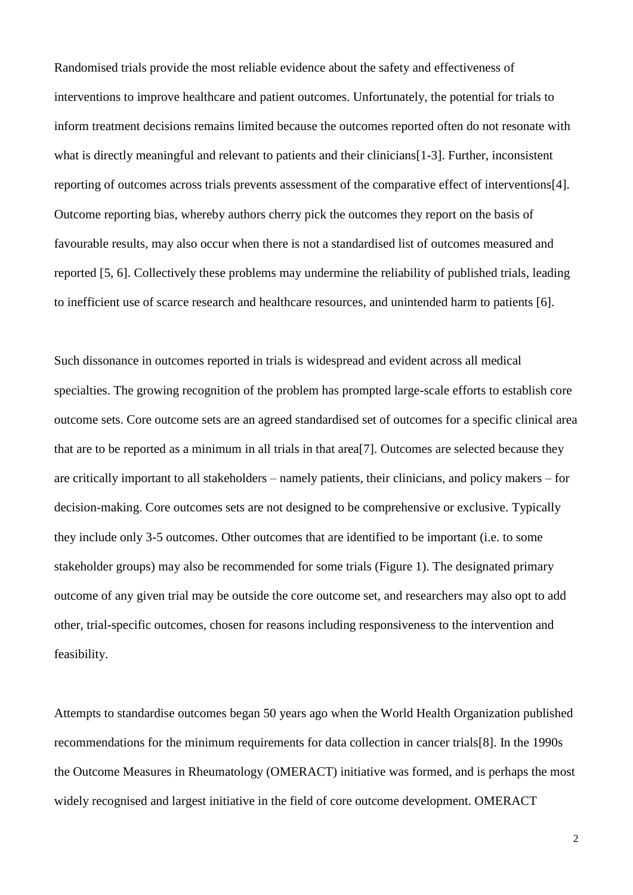Randomised trials provide the most reliable evidence about the safety and effectiveness of interventions to improve healthcare and patient outcomes. Unfortunately, the potential for trials to inform treatment decisions remains limited because the outcomes reported often do not resonate with what is directly meaningful and relevant to patients and their clinicians[1-3]. Further, inconsistent reporting of outcomes across trials prevents assessment of the comparative effect of interventions[4]. Outcome reporting bias, whereby authors cherry pick the outcomes they report on the basis of favourable results, may also occur when there is not a standardised list of outcomes measured and reported [5, 6]. Collectively these problems may undermine the reliability of published trials, leading to inefficient use of scarce research and healthcare resources, and unintended harm to patients [6].

Such dissonance in outcomes reported in trials is widespread and evident across all medical specialties. The growing recognition of the problem has prompted large-scale efforts to establish core outcome sets. Core outcome sets are an agreed standardised set of outcomes for a specific clinical area that are to be reported as a minimum in all trials in that area[7]. Outcomes are selected because they are critically important to all stakeholders – namely patients, their clinicians, and policy makers – for decision-making. Core outcomes sets are not designed to be comprehensive or exclusive. Typically they include only 3-5 outcomes. Other outcomes that are identified to be important (i.e. to some stakeholder groups) may also be recommended for some trials (Figure 1). The designated primary outcome of any given trial may be outside the core outcome set, and researchers may also opt to add other, trial-specific outcomes, chosen for reasons including responsiveness to the intervention and feasibility.

Attempts to standardise outcomes began 50 years ago when the World Health Organization published recommendations for the minimum requirements for data collection in cancer trials[8]. In the 1990s the Outcome Measures in Rheumatology (OMERACT) initiative was formed, and is perhaps the most widely recognised and largest initiative in the field of core outcome development. OMERACT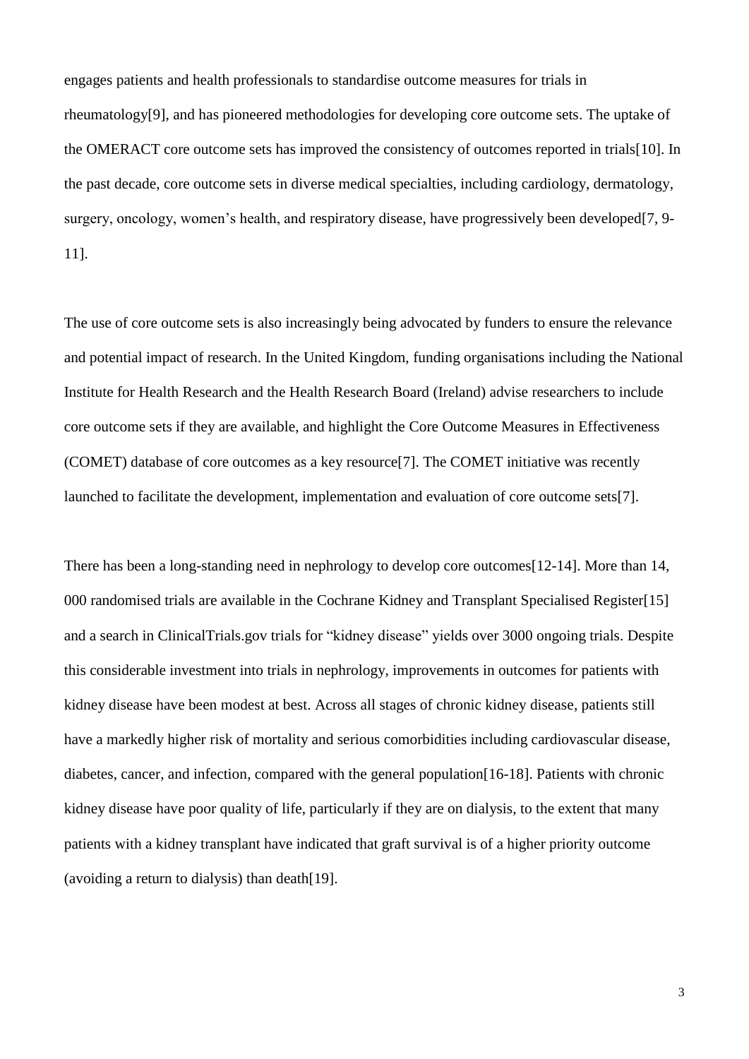engages patients and health professionals to standardise outcome measures for trials in rheumatology[9], and has pioneered methodologies for developing core outcome sets. The uptake of the OMERACT core outcome sets has improved the consistency of outcomes reported in trials[10]. In the past decade, core outcome sets in diverse medical specialties, including cardiology, dermatology, surgery, oncology, women's health, and respiratory disease, have progressively been developed[7, 9-11].

The use of core outcome sets is also increasingly being advocated by funders to ensure the relevance and potential impact of research. In the United Kingdom, funding organisations including the National Institute for Health Research and the Health Research Board (Ireland) advise researchers to include core outcome sets if they are available, and highlight the Core Outcome Measures in Effectiveness (COMET) database of core outcomes as a key resource[7]. The COMET initiative was recently launched to facilitate the development, implementation and evaluation of core outcome sets[7].

There has been a long-standing need in nephrology to develop core outcomes[12-14]. More than 14, 000 randomised trials are available in the Cochrane Kidney and Transplant Specialised Register[15] and a search in ClinicalTrials.gov trials for "kidney disease" yields over 3000 ongoing trials. Despite this considerable investment into trials in nephrology, improvements in outcomes for patients with kidney disease have been modest at best. Across all stages of chronic kidney disease, patients still have a markedly higher risk of mortality and serious comorbidities including cardiovascular disease, diabetes, cancer, and infection, compared with the general population[16-18]. Patients with chronic kidney disease have poor quality of life, particularly if they are on dialysis, to the extent that many patients with a kidney transplant have indicated that graft survival is of a higher priority outcome (avoiding a return to dialysis) than death[19].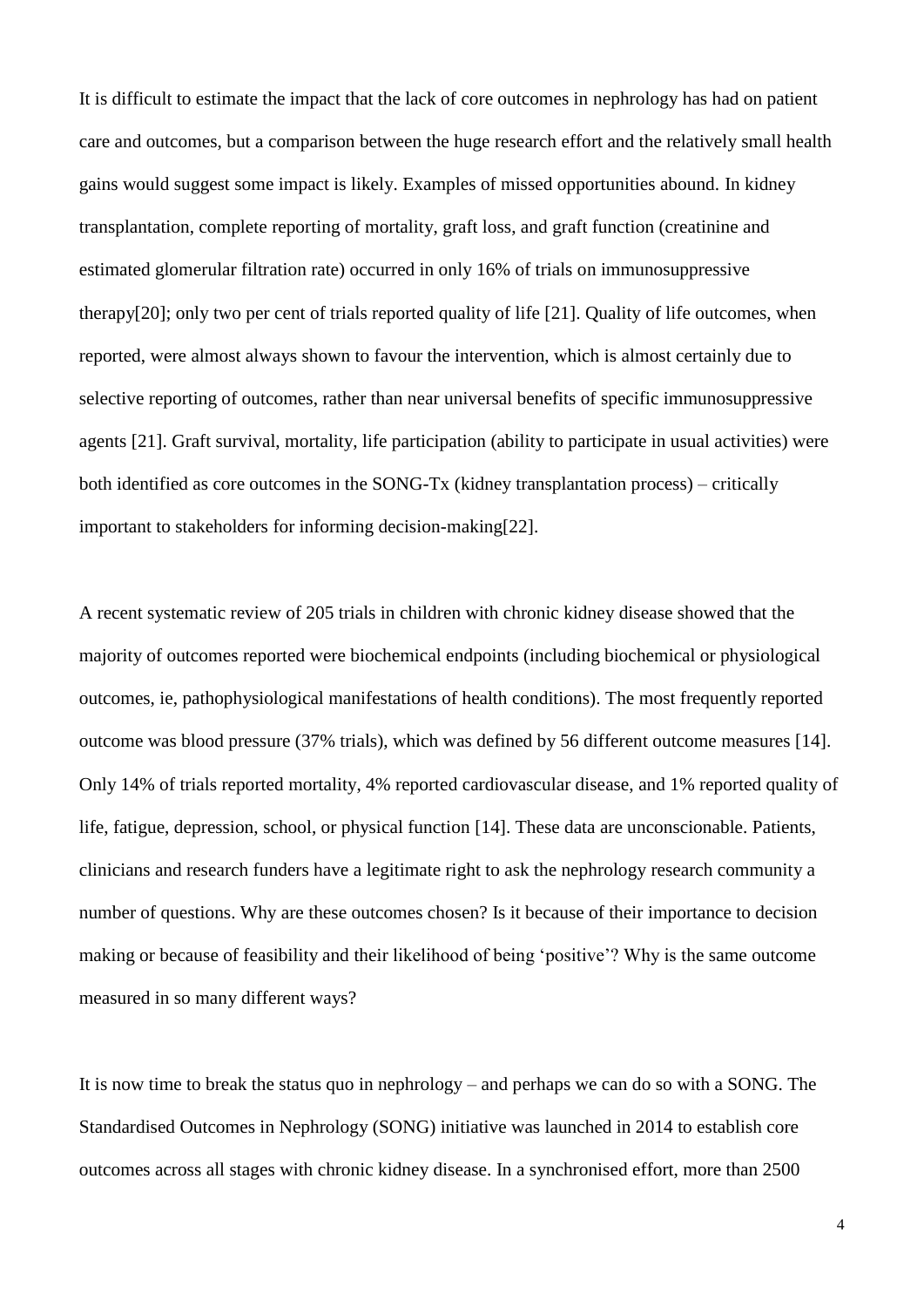It is difficult to estimate the impact that the lack of core outcomes in nephrology has had on patient care and outcomes, but a comparison between the huge research effort and the relatively small health gains would suggest some impact is likely. Examples of missed opportunities abound. In kidney transplantation, complete reporting of mortality, graft loss, and graft function (creatinine and estimated glomerular filtration rate) occurred in only 16% of trials on immunosuppressive therapy[20]; only two per cent of trials reported quality of life [21]. Quality of life outcomes, when reported, were almost always shown to favour the intervention, which is almost certainly due to selective reporting of outcomes, rather than near universal benefits of specific immunosuppressive agents [21]. Graft survival, mortality, life participation (ability to participate in usual activities) were both identified as core outcomes in the SONG-Tx (kidney transplantation process) – critically important to stakeholders for informing decision-making[22].

A recent systematic review of 205 trials in children with chronic kidney disease showed that the majority of outcomes reported were biochemical endpoints (including biochemical or physiological outcomes, ie, pathophysiological manifestations of health conditions). The most frequently reported outcome was blood pressure (37% trials), which was defined by 56 different outcome measures [14]. Only 14% of trials reported mortality, 4% reported cardiovascular disease, and 1% reported quality of life, fatigue, depression, school, or physical function [14]. These data are unconscionable. Patients, clinicians and research funders have a legitimate right to ask the nephrology research community a number of questions. Why are these outcomes chosen? Is it because of their importance to decision making or because of feasibility and their likelihood of being 'positive'? Why is the same outcome measured in so many different ways?

It is now time to break the status quo in nephrology – and perhaps we can do so with a SONG. The Standardised Outcomes in Nephrology (SONG) initiative was launched in 2014 to establish core outcomes across all stages with chronic kidney disease. In a synchronised effort, more than 2500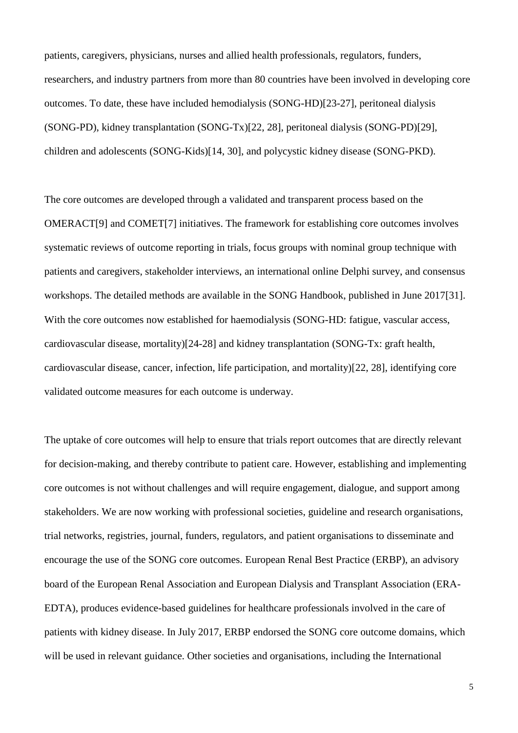patients, caregivers, physicians, nurses and allied health professionals, regulators, funders, researchers, and industry partners from more than 80 countries have been involved in developing core outcomes. To date, these have included hemodialysis (SONG-HD)[23-27], peritoneal dialysis (SONG-PD), kidney transplantation (SONG-Tx)[22, 28], peritoneal dialysis (SONG-PD)[29], children and adolescents (SONG-Kids)[14, 30], and polycystic kidney disease (SONG-PKD).

The core outcomes are developed through a validated and transparent process based on the OMERACT[9] and COMET[7] initiatives. The framework for establishing core outcomes involves systematic reviews of outcome reporting in trials, focus groups with nominal group technique with patients and caregivers, stakeholder interviews, an international online Delphi survey, and consensus workshops. The detailed methods are available in the SONG Handbook, published in June 2017[31]. With the core outcomes now established for haemodialysis (SONG-HD: fatigue, vascular access, cardiovascular disease, mortality)[24-28] and kidney transplantation (SONG-Tx: graft health, cardiovascular disease, cancer, infection, life participation, and mortality)[22, 28], identifying core validated outcome measures for each outcome is underway.

The uptake of core outcomes will help to ensure that trials report outcomes that are directly relevant for decision-making, and thereby contribute to patient care. However, establishing and implementing core outcomes is not without challenges and will require engagement, dialogue, and support among stakeholders. We are now working with professional societies, guideline and research organisations, trial networks, registries, journal, funders, regulators, and patient organisations to disseminate and encourage the use of the SONG core outcomes. European Renal Best Practice (ERBP), an advisory board of the European Renal Association and European Dialysis and Transplant Association (ERA-EDTA), produces evidence-based guidelines for healthcare professionals involved in the care of patients with kidney disease. In July 2017, ERBP endorsed the SONG core outcome domains, which will be used in relevant guidance. Other societies and organisations, including the International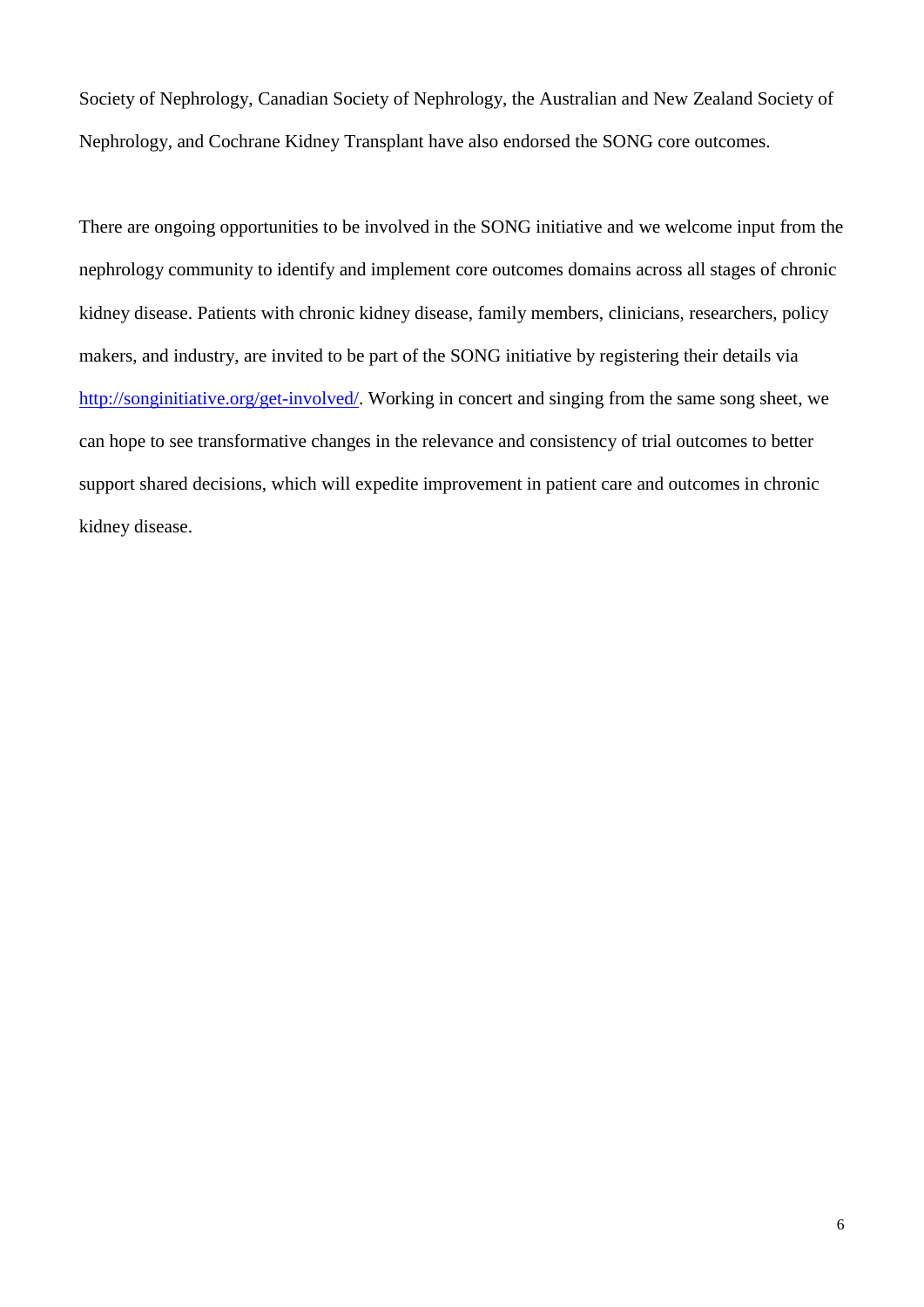Society of Nephrology, Canadian Society of Nephrology, the Australian and New Zealand Society of Nephrology, and Cochrane Kidney Transplant have also endorsed the SONG core outcomes.

There are ongoing opportunities to be involved in the SONG initiative and we welcome input from the nephrology community to identify and implement core outcomes domains across all stages of chronic kidney disease. Patients with chronic kidney disease, family members, clinicians, researchers, policy makers, and industry, are invited to be part of the SONG initiative by registering their details via http://songinitiative.org/get-involved/. Working in concert and singing from the same song sheet, we can hope to see transformative changes in the relevance and consistency of trial outcomes to better support shared decisions, which will expedite improvement in patient care and outcomes in chronic kidney disease.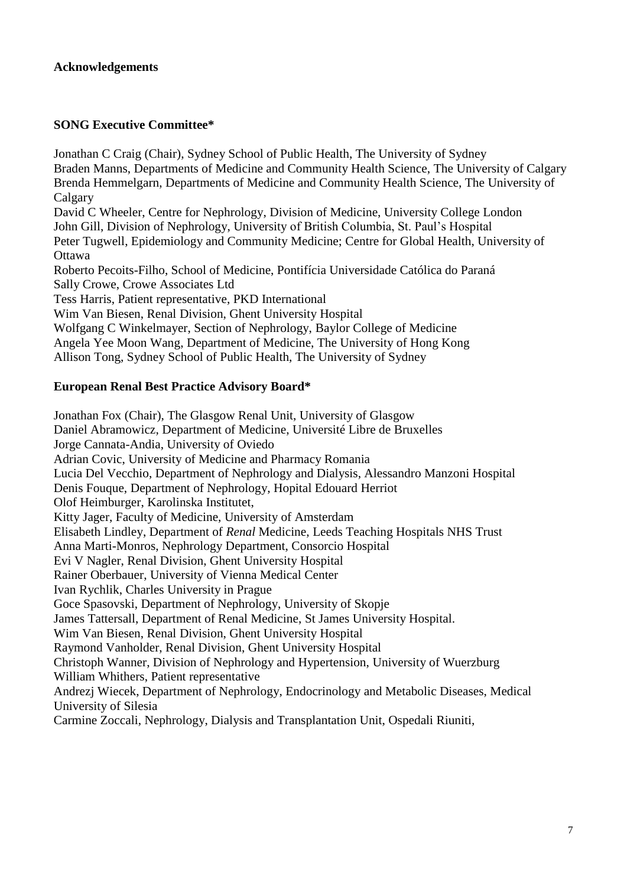## Acknowledgements

### SONG Executive Committee*

Jonathan C Craig (Chair), Sydney School of Public Health, The University of Sydney  
Braden Manns, Departments of Medicine and Community Health Science, The University of Calgary  
Brenda Hemmelgarn, Departments of Medicine and Community Health Science, The University of Calgary  
David C Wheeler, Centre for Nephrology, Division of Medicine, University College London  
John Gill, Division of Nephrology, University of British Columbia, St. Paul's Hospital  
Peter Tugwell, Epidemiology and Community Medicine; Centre for Global Health, University of Ottawa  
Roberto Pecoits-Filho, School of Medicine, Pontifícia Universidade Católica do Paraná  
Sally Crowe, Crowe Associates Ltd  
Tess Harris, Patient representative, PKD International  
Wim Van Biesen, Renal Division, Ghent University Hospital  
Wolfgang C Winkelmayer, Section of Nephrology, Baylor College of Medicine  
Angela Yee Moon Wang, Department of Medicine, The University of Hong Kong  
Allison Tong, Sydney School of Public Health, The University of Sydney

### European Renal Best Practice Advisory Board*

Jonathan Fox (Chair), The Glasgow Renal Unit, University of Glasgow  
Daniel Abramowicz, Department of Medicine, Université Libre de Bruxelles  
Jorge Cannata-Andia, University of Oviedo  
Adrian Covic, University of Medicine and Pharmacy Romania  
Lucia Del Vecchio, Department of Nephrology and Dialysis, Alessandro Manzoni Hospital  
Denis Fouque, Department of Nephrology, Hopital Edouard Herriot  
Olof Heimburger, Karolinska Institutet,  
Kitty Jager, Faculty of Medicine, University of Amsterdam  
Elisabeth Lindley, Department of *Renal* Medicine, Leeds Teaching Hospitals NHS Trust  
Anna Marti-Monros, Nephrology Department, Consorcio Hospital  
Evi V Nagler, Renal Division, Ghent University Hospital  
Rainer Oberbauer, University of Vienna Medical Center  
Ivan Rychlik, Charles University in Prague  
Goce Spasovski, Department of Nephrology, University of Skopje  
James Tattersall, Department of Renal Medicine, St James University Hospital.  
Wim Van Biesen, Renal Division, Ghent University Hospital  
Raymond Vanholder, Renal Division, Ghent University Hospital  
Christoph Wanner, Division of Nephrology and Hypertension, University of Wuerzburg  
William Whithers, Patient representative  
Andrezj Wiecek, Department of Nephrology, Endocrinology and Metabolic Diseases, Medical University of Silesia  
Carmine Zoccali, Nephrology, Dialysis and Transplantation Unit, Ospedali Riuniti,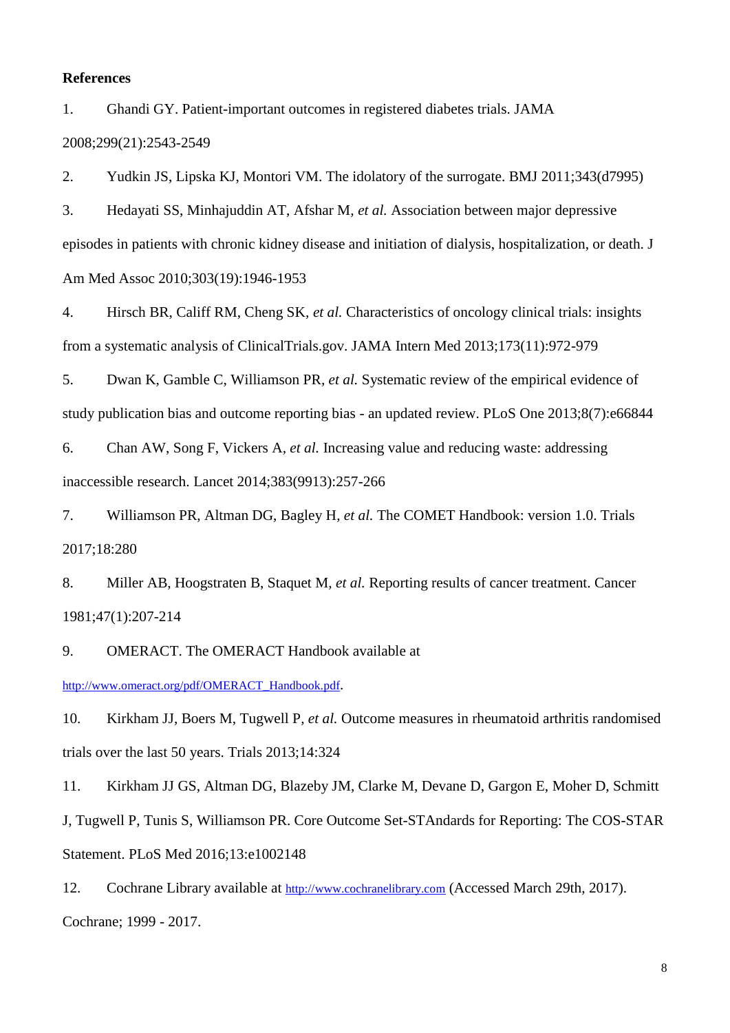**References**

1. Ghandi GY. Patient-important outcomes in registered diabetes trials. JAMA 2008;299(21):2543-2549

2. Yudkin JS, Lipska KJ, Montori VM. The idolatory of the surrogate. BMJ 2011;343(d7995)

3. Hedayati SS, Minhajuddin AT, Afshar M, *et al.* Association between major depressive episodes in patients with chronic kidney disease and initiation of dialysis, hospitalization, or death. J Am Med Assoc 2010;303(19):1946-1953

4. Hirsch BR, Califf RM, Cheng SK, *et al.* Characteristics of oncology clinical trials: insights from a systematic analysis of ClinicalTrials.gov. JAMA Intern Med 2013;173(11):972-979

5. Dwan K, Gamble C, Williamson PR, *et al.* Systematic review of the empirical evidence of study publication bias and outcome reporting bias - an updated review. PLoS One 2013;8(7):e66844

6. Chan AW, Song F, Vickers A, *et al.* Increasing value and reducing waste: addressing inaccessible research. Lancet 2014;383(9913):257-266

7. Williamson PR, Altman DG, Bagley H, *et al.* The COMET Handbook: version 1.0. Trials 2017;18:280

8. Miller AB, Hoogstraten B, Staquet M, *et al.* Reporting results of cancer treatment. Cancer 1981;47(1):207-214

9. OMERACT. The OMERACT Handbook available at http://www.omeract.org/pdf/OMERACT_Handbook.pdf.

10. Kirkham JJ, Boers M, Tugwell P, *et al.* Outcome measures in rheumatoid arthritis randomised trials over the last 50 years. Trials 2013;14:324

11. Kirkham JJ GS, Altman DG, Blazeby JM, Clarke M, Devane D, Gargon E, Moher D, Schmitt J, Tugwell P, Tunis S, Williamson PR. Core Outcome Set-STAndards for Reporting: The COS-STAR Statement. PLoS Med 2016;13:e1002148

12. Cochrane Library available at http://www.cochranelibrary.com (Accessed March 29th, 2017). Cochrane; 1999 - 2017.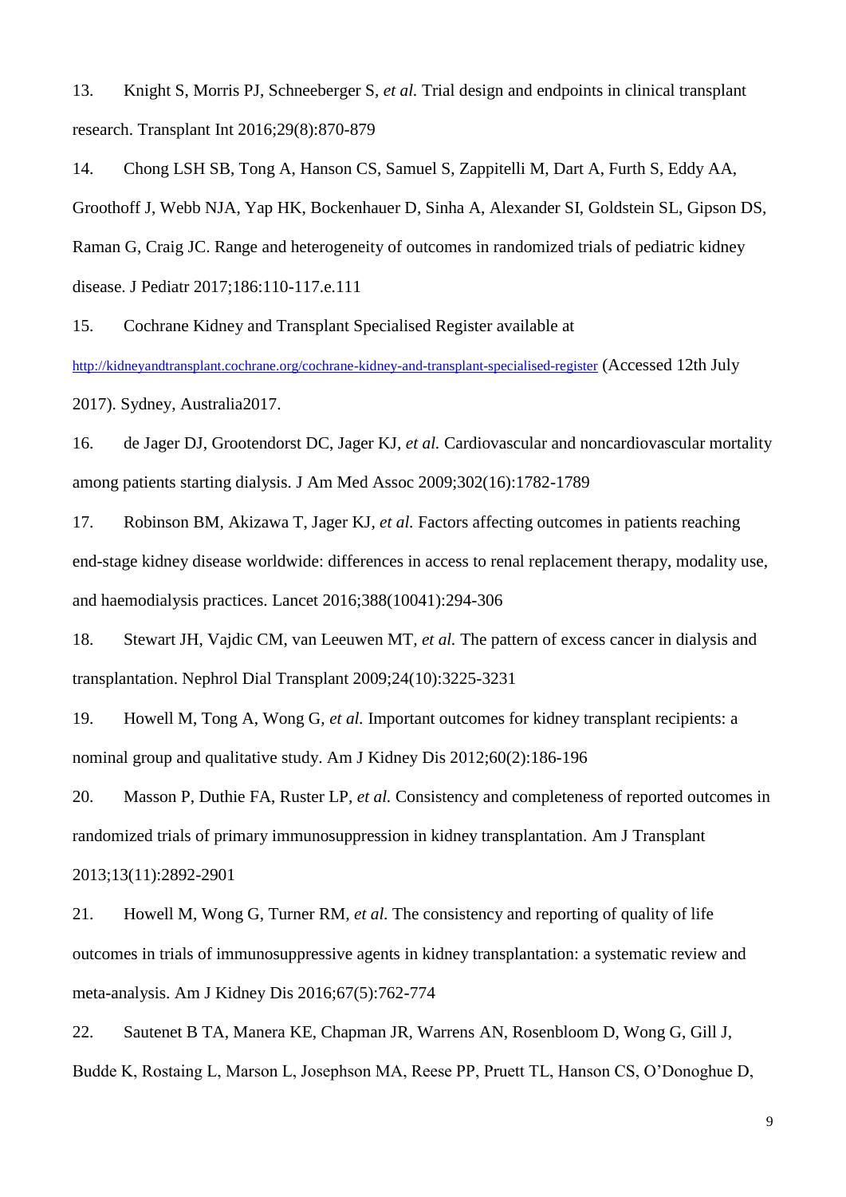13. Knight S, Morris PJ, Schneeberger S, *et al.* Trial design and endpoints in clinical transplant research. Transplant Int 2016;29(8):870-879

14. Chong LSH SB, Tong A, Hanson CS, Samuel S, Zappitelli M, Dart A, Furth S, Eddy AA, Groothoff J, Webb NJA, Yap HK, Bockenhauer D, Sinha A, Alexander SI, Goldstein SL, Gipson DS, Raman G, Craig JC. Range and heterogeneity of outcomes in randomized trials of pediatric kidney disease. J Pediatr 2017;186:110-117.e.111

15. Cochrane Kidney and Transplant Specialised Register available at http://kidneyandtransplant.cochrane.org/cochrane-kidney-and-transplant-specialised-register (Accessed 12th July 2017). Sydney, Australia2017.

16. de Jager DJ, Grootendorst DC, Jager KJ, *et al.* Cardiovascular and noncardiovascular mortality among patients starting dialysis. J Am Med Assoc 2009;302(16):1782-1789

17. Robinson BM, Akizawa T, Jager KJ, *et al.* Factors affecting outcomes in patients reaching end-stage kidney disease worldwide: differences in access to renal replacement therapy, modality use, and haemodialysis practices. Lancet 2016;388(10041):294-306

18. Stewart JH, Vajdic CM, van Leeuwen MT, *et al.* The pattern of excess cancer in dialysis and transplantation. Nephrol Dial Transplant 2009;24(10):3225-3231

19. Howell M, Tong A, Wong G, *et al.* Important outcomes for kidney transplant recipients: a nominal group and qualitative study. Am J Kidney Dis 2012;60(2):186-196

20. Masson P, Duthie FA, Ruster LP, *et al.* Consistency and completeness of reported outcomes in randomized trials of primary immunosuppression in kidney transplantation. Am J Transplant 2013;13(11):2892-2901

21. Howell M, Wong G, Turner RM, *et al.* The consistency and reporting of quality of life outcomes in trials of immunosuppressive agents in kidney transplantation: a systematic review and meta-analysis. Am J Kidney Dis 2016;67(5):762-774

22. Sautenet B TA, Manera KE, Chapman JR, Warrens AN, Rosenbloom D, Wong G, Gill J, Budde K, Rostaing L, Marson L, Josephson MA, Reese PP, Pruett TL, Hanson CS, O'Donoghue D,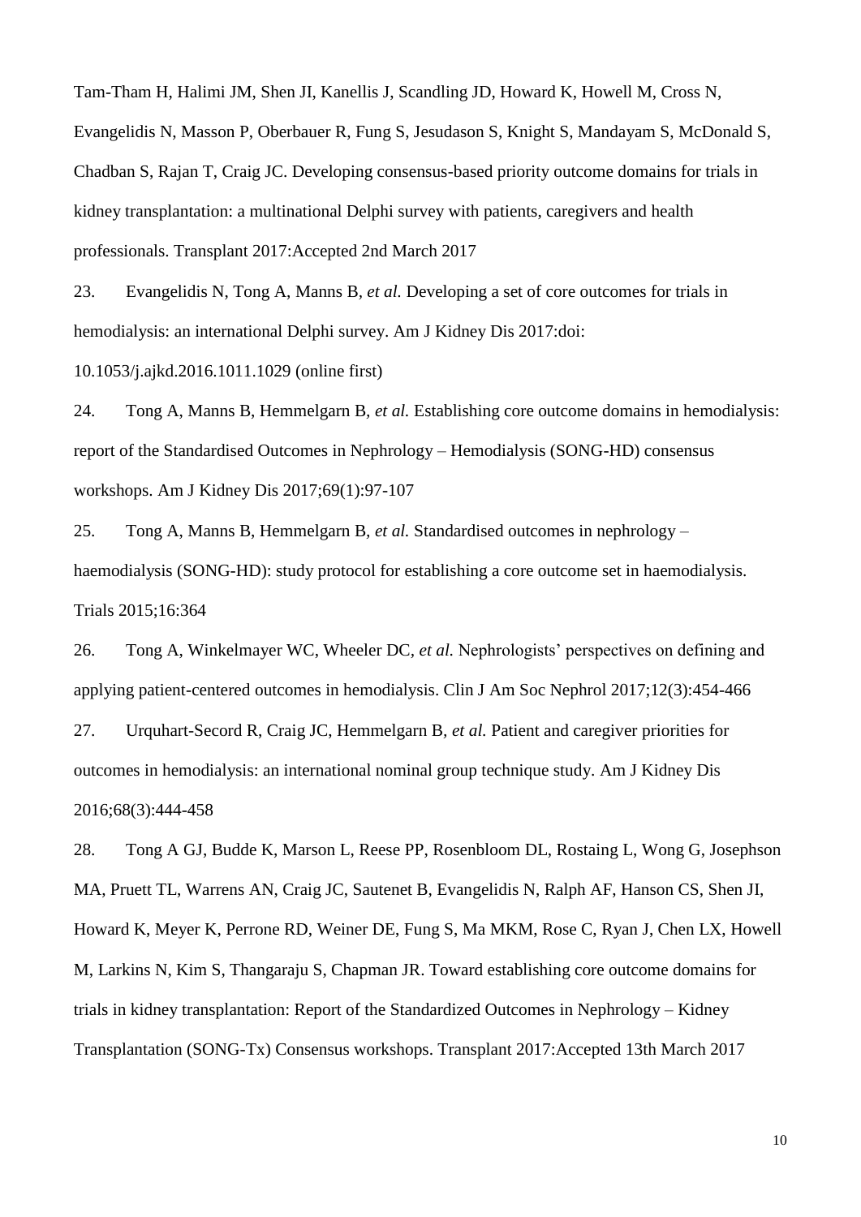Tam-Tham H, Halimi JM, Shen JI, Kanellis J, Scandling JD, Howard K, Howell M, Cross N, Evangelidis N, Masson P, Oberbauer R, Fung S, Jesudason S, Knight S, Mandayam S, McDonald S, Chadban S, Rajan T, Craig JC. Developing consensus-based priority outcome domains for trials in kidney transplantation: a multinational Delphi survey with patients, caregivers and health professionals. Transplant 2017:Accepted 2nd March 2017

23. Evangelidis N, Tong A, Manns B, *et al.* Developing a set of core outcomes for trials in hemodialysis: an international Delphi survey. Am J Kidney Dis 2017:doi: 10.1053/j.ajkd.2016.1011.1029 (online first)

24. Tong A, Manns B, Hemmelgarn B, *et al.* Establishing core outcome domains in hemodialysis: report of the Standardised Outcomes in Nephrology – Hemodialysis (SONG-HD) consensus workshops. Am J Kidney Dis 2017;69(1):97-107

25. Tong A, Manns B, Hemmelgarn B, *et al.* Standardised outcomes in nephrology – haemodialysis (SONG-HD): study protocol for establishing a core outcome set in haemodialysis. Trials 2015;16:364

26. Tong A, Winkelmayer WC, Wheeler DC, *et al.* Nephrologists' perspectives on defining and applying patient-centered outcomes in hemodialysis. Clin J Am Soc Nephrol 2017;12(3):454-466

27. Urquhart-Secord R, Craig JC, Hemmelgarn B, *et al.* Patient and caregiver priorities for outcomes in hemodialysis: an international nominal group technique study. Am J Kidney Dis 2016;68(3):444-458

28. Tong A GJ, Budde K, Marson L, Reese PP, Rosenbloom DL, Rostaing L, Wong G, Josephson MA, Pruett TL, Warrens AN, Craig JC, Sautenet B, Evangelidis N, Ralph AF, Hanson CS, Shen JI, Howard K, Meyer K, Perrone RD, Weiner DE, Fung S, Ma MKM, Rose C, Ryan J, Chen LX, Howell M, Larkins N, Kim S, Thangaraju S, Chapman JR. Toward establishing core outcome domains for trials in kidney transplantation: Report of the Standardized Outcomes in Nephrology – Kidney Transplantation (SONG-Tx) Consensus workshops. Transplant 2017:Accepted 13th March 2017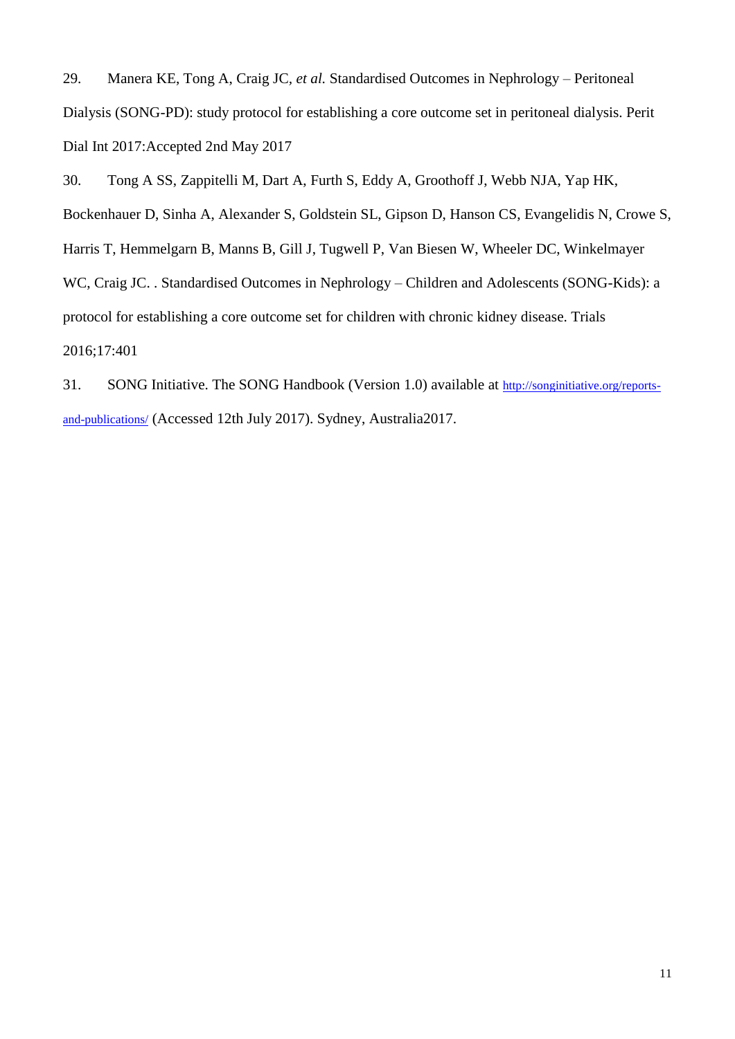29. Manera KE, Tong A, Craig JC, *et al.* Standardised Outcomes in Nephrology – Peritoneal Dialysis (SONG-PD): study protocol for establishing a core outcome set in peritoneal dialysis. Perit Dial Int 2017:Accepted 2nd May 2017

30. Tong A SS, Zappitelli M, Dart A, Furth S, Eddy A, Groothoff J, Webb NJA, Yap HK, Bockenhauer D, Sinha A, Alexander S, Goldstein SL, Gipson D, Hanson CS, Evangelidis N, Crowe S, Harris T, Hemmelgarn B, Manns B, Gill J, Tugwell P, Van Biesen W, Wheeler DC, Winkelmayer WC, Craig JC. . Standardised Outcomes in Nephrology – Children and Adolescents (SONG-Kids): a protocol for establishing a core outcome set for children with chronic kidney disease. Trials 2016;17:401

31. SONG Initiative. The SONG Handbook (Version 1.0) available at http://songinitiative.org/reports-and-publications/ (Accessed 12th July 2017). Sydney, Australia2017.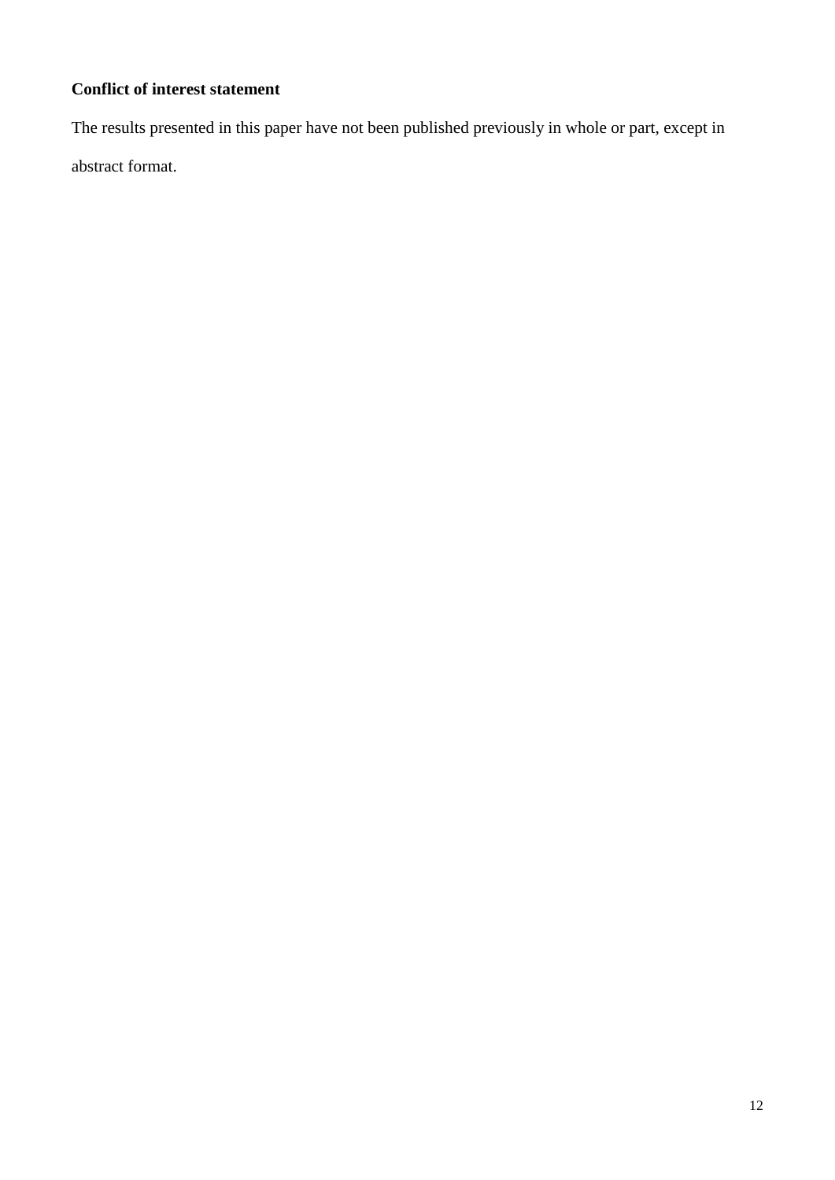**Conflict of interest statement**

The results presented in this paper have not been published previously in whole or part, except in abstract format.